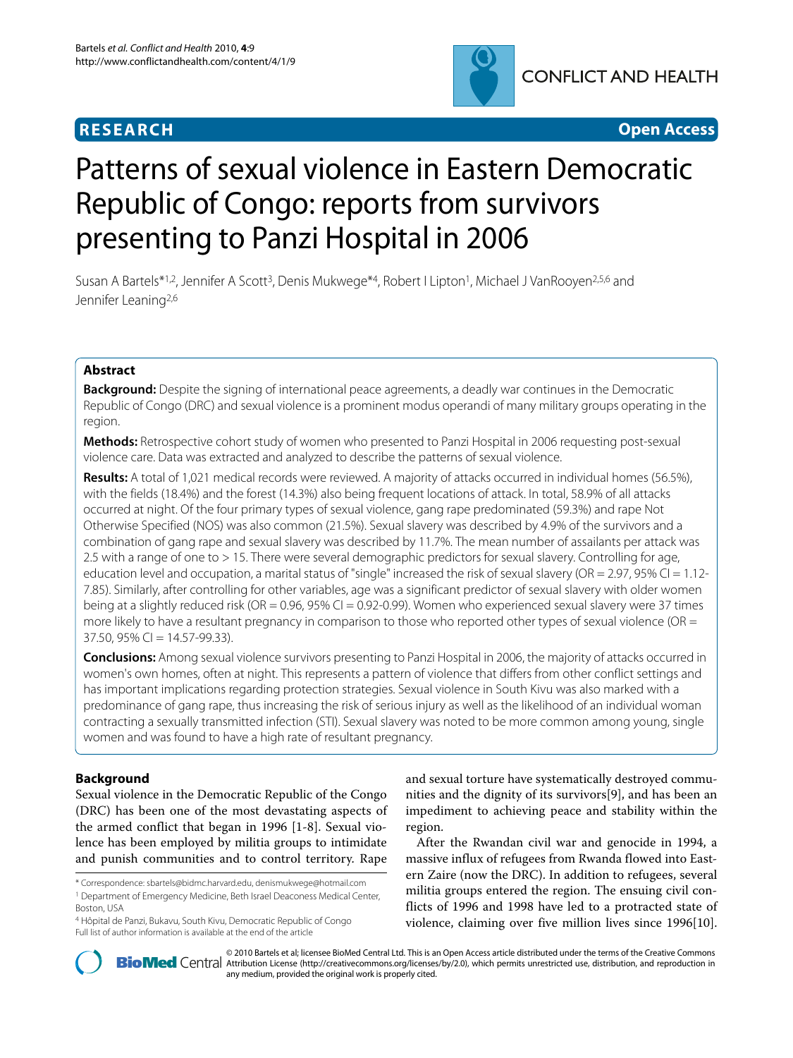**RESEARCH** **Open Access**

# Patterns of sexual violence in Eastern Democratic Republic of Congo: reports from survivors presenting to Panzi Hospital in 2006

Susan A Bartels*[1,2], Jennifer A Scott[3], Denis Mukwege*[4], Robert I Lipton[1], Michael J VanRooyen[2,5,6] and Jennifer Leaning[2,6]

## Abstract

**Background:** Despite the signing of international peace agreements, a deadly war continues in the Democratic Republic of Congo (DRC) and sexual violence is a prominent modus operandi of many military groups operating in the region.

**Methods:** Retrospective cohort study of women who presented to Panzi Hospital in 2006 requesting post-sexual violence care. Data was extracted and analyzed to describe the patterns of sexual violence.

**Results:** A total of 1,021 medical records were reviewed. A majority of attacks occurred in individual homes (56.5%), with the fields (18.4%) and the forest (14.3%) also being frequent locations of attack. In total, 58.9% of all attacks occurred at night. Of the four primary types of sexual violence, gang rape predominated (59.3%) and rape Not Otherwise Specified (NOS) was also common (21.5%). Sexual slavery was described by 4.9% of the survivors and a combination of gang rape and sexual slavery was described by 11.7%. The mean number of assailants per attack was 2.5 with a range of one to > 15. There were several demographic predictors for sexual slavery. Controlling for age, education level and occupation, a marital status of "single" increased the risk of sexual slavery (OR = 2.97, 95% CI = 1.12-7.85). Similarly, after controlling for other variables, age was a significant predictor of sexual slavery with older women being at a slightly reduced risk (OR = 0.96, 95% CI = 0.92-0.99). Women who experienced sexual slavery were 37 times more likely to have a resultant pregnancy in comparison to those who reported other types of sexual violence (OR = 37.50, 95% CI = 14.57-99.33).

**Conclusions:** Among sexual violence survivors presenting to Panzi Hospital in 2006, the majority of attacks occurred in women's own homes, often at night. This represents a pattern of violence that differs from other conflict settings and has important implications regarding protection strategies. Sexual violence in South Kivu was also marked with a predominance of gang rape, thus increasing the risk of serious injury as well as the likelihood of an individual woman contracting a sexually transmitted infection (STI). Sexual slavery was noted to be more common among young, single women and was found to have a high rate of resultant pregnancy.

## Background

Sexual violence in the Democratic Republic of the Congo (DRC) has been one of the most devastating aspects of the armed conflict that began in 1996 [1-8]. Sexual violence has been employed by militia groups to intimidate and punish communities and to control territory. Rape and sexual torture have systematically destroyed communities and the dignity of its survivors[9], and has been an impediment to achieving peace and stability within the region.

After the Rwandan civil war and genocide in 1994, a massive influx of refugees from Rwanda flowed into Eastern Zaire (now the DRC). In addition to refugees, several militia groups entered the region. The ensuing civil conflicts of 1996 and 1998 have led to a protracted state of violence, claiming over five million lives since 1996[10].

\* Correspondence: sbartels@bidmc.harvard.edu, denismukwege@hotmail.com

[1] Department of Emergency Medicine, Beth Israel Deaconess Medical Center, Boston, USA

[4] Hôpital de Panzi, Bukavu, South Kivu, Democratic Republic of Congo

Full list of author information is available at the end of the article

© 2010 Bartels et al; licensee BioMed Central Ltd. This is an Open Access article distributed under the terms of the Creative Commons Attribution License (http://creativecommons.org/licenses/by/2.0), which permits unrestricted use, distribution, and reproduction in any medium, provided the original work is properly cited.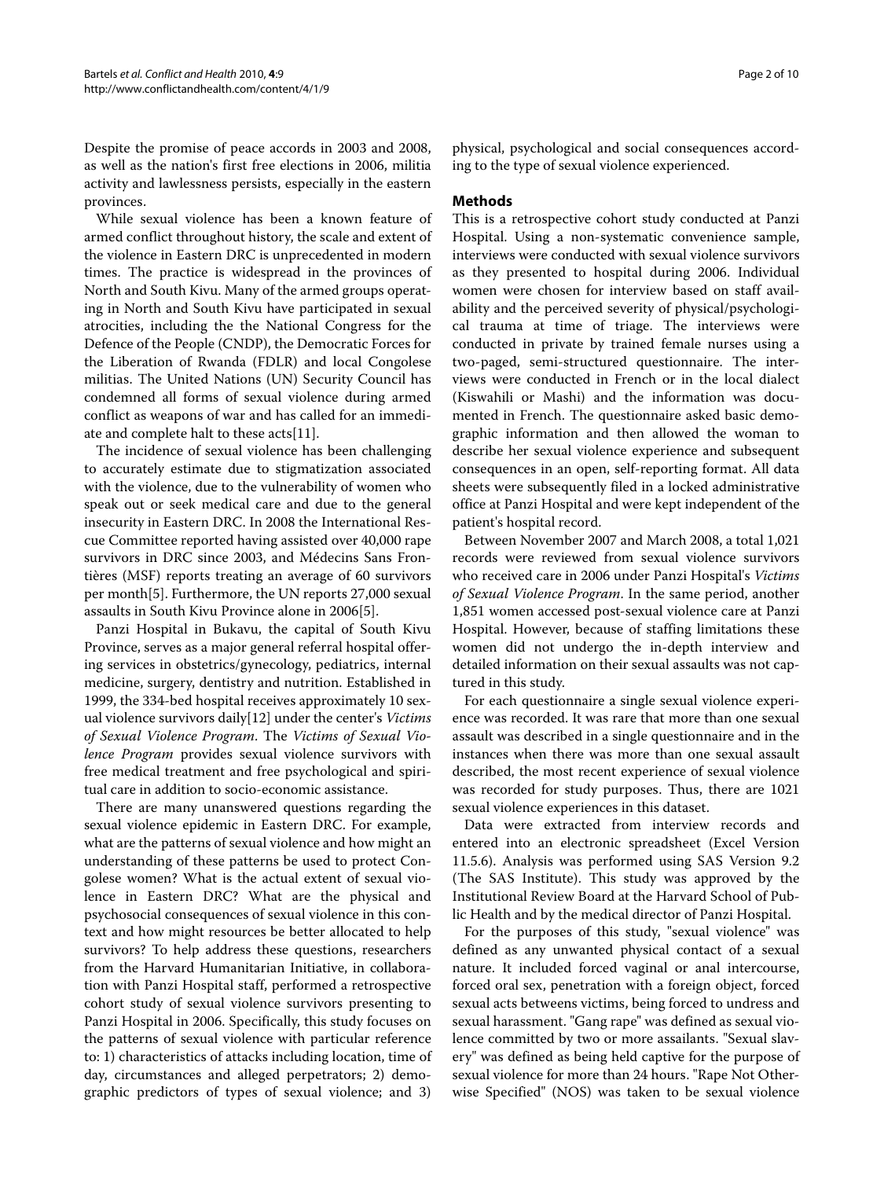Despite the promise of peace accords in 2003 and 2008, as well as the nation's first free elections in 2006, militia activity and lawlessness persists, especially in the eastern provinces.

While sexual violence has been a known feature of armed conflict throughout history, the scale and extent of the violence in Eastern DRC is unprecedented in modern times. The practice is widespread in the provinces of North and South Kivu. Many of the armed groups operating in North and South Kivu have participated in sexual atrocities, including the the National Congress for the Defence of the People (CNDP), the Democratic Forces for the Liberation of Rwanda (FDLR) and local Congolese militias. The United Nations (UN) Security Council has condemned all forms of sexual violence during armed conflict as weapons of war and has called for an immediate and complete halt to these acts[11].

The incidence of sexual violence has been challenging to accurately estimate due to stigmatization associated with the violence, due to the vulnerability of women who speak out or seek medical care and due to the general insecurity in Eastern DRC. In 2008 the International Rescue Committee reported having assisted over 40,000 rape survivors in DRC since 2003, and Médecins Sans Frontières (MSF) reports treating an average of 60 survivors per month[5]. Furthermore, the UN reports 27,000 sexual assaults in South Kivu Province alone in 2006[5].

Panzi Hospital in Bukavu, the capital of South Kivu Province, serves as a major general referral hospital offering services in obstetrics/gynecology, pediatrics, internal medicine, surgery, dentistry and nutrition. Established in 1999, the 334-bed hospital receives approximately 10 sexual violence survivors daily[12] under the center's *Victims of Sexual Violence Program*. The *Victims of Sexual Violence Program* provides sexual violence survivors with free medical treatment and free psychological and spiritual care in addition to socio-economic assistance.

There are many unanswered questions regarding the sexual violence epidemic in Eastern DRC. For example, what are the patterns of sexual violence and how might an understanding of these patterns be used to protect Congolese women? What is the actual extent of sexual violence in Eastern DRC? What are the physical and psychosocial consequences of sexual violence in this context and how might resources be better allocated to help survivors? To help address these questions, researchers from the Harvard Humanitarian Initiative, in collaboration with Panzi Hospital staff, performed a retrospective cohort study of sexual violence survivors presenting to Panzi Hospital in 2006. Specifically, this study focuses on the patterns of sexual violence with particular reference to: 1) characteristics of attacks including location, time of day, circumstances and alleged perpetrators; 2) demographic predictors of types of sexual violence; and 3) physical, psychological and social consequences according to the type of sexual violence experienced.

## Methods

This is a retrospective cohort study conducted at Panzi Hospital. Using a non-systematic convenience sample, interviews were conducted with sexual violence survivors as they presented to hospital during 2006. Individual women were chosen for interview based on staff availability and the perceived severity of physical/psychological trauma at time of triage. The interviews were conducted in private by trained female nurses using a two-paged, semi-structured questionnaire. The interviews were conducted in French or in the local dialect (Kiswahili or Mashi) and the information was documented in French. The questionnaire asked basic demographic information and then allowed the woman to describe her sexual violence experience and subsequent consequences in an open, self-reporting format. All data sheets were subsequently filed in a locked administrative office at Panzi Hospital and were kept independent of the patient's hospital record.

Between November 2007 and March 2008, a total 1,021 records were reviewed from sexual violence survivors who received care in 2006 under Panzi Hospital's *Victims of Sexual Violence Program*. In the same period, another 1,851 women accessed post-sexual violence care at Panzi Hospital. However, because of staffing limitations these women did not undergo the in-depth interview and detailed information on their sexual assaults was not captured in this study.

For each questionnaire a single sexual violence experience was recorded. It was rare that more than one sexual assault was described in a single questionnaire and in the instances when there was more than one sexual assault described, the most recent experience of sexual violence was recorded for study purposes. Thus, there are 1021 sexual violence experiences in this dataset.

Data were extracted from interview records and entered into an electronic spreadsheet (Excel Version 11.5.6). Analysis was performed using SAS Version 9.2 (The SAS Institute). This study was approved by the Institutional Review Board at the Harvard School of Public Health and by the medical director of Panzi Hospital.

For the purposes of this study, "sexual violence" was defined as any unwanted physical contact of a sexual nature. It included forced vaginal or anal intercourse, forced oral sex, penetration with a foreign object, forced sexual acts betweens victims, being forced to undress and sexual harassment. "Gang rape" was defined as sexual violence committed by two or more assailants. "Sexual slavery" was defined as being held captive for the purpose of sexual violence for more than 24 hours. "Rape Not Otherwise Specified" (NOS) was taken to be sexual violence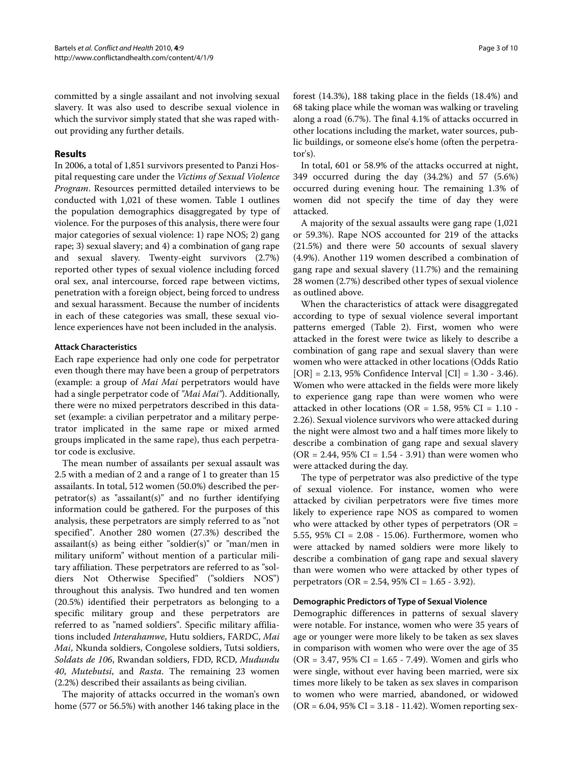committed by a single assailant and not involving sexual slavery. It was also used to describe sexual violence in which the survivor simply stated that she was raped without providing any further details.

## Results

In 2006, a total of 1,851 survivors presented to Panzi Hospital requesting care under the *Victims of Sexual Violence Program*. Resources permitted detailed interviews to be conducted with 1,021 of these women. Table 1 outlines the population demographics disaggregated by type of violence. For the purposes of this analysis, there were four major categories of sexual violence: 1) rape NOS; 2) gang rape; 3) sexual slavery; and 4) a combination of gang rape and sexual slavery. Twenty-eight survivors (2.7%) reported other types of sexual violence including forced oral sex, anal intercourse, forced rape between victims, penetration with a foreign object, being forced to undress and sexual harassment. Because the number of incidents in each of these categories was small, these sexual violence experiences have not been included in the analysis.

### Attack Characteristics

Each rape experience had only one code for perpetrator even though there may have been a group of perpetrators (example: a group of *Mai Mai* perpetrators would have had a single perpetrator code of *"Mai Mai"*). Additionally, there were no mixed perpetrators described in this dataset (example: a civilian perpetrator and a military perpetrator implicated in the same rape or mixed armed groups implicated in the same rape), thus each perpetrator code is exclusive.

The mean number of assailants per sexual assault was 2.5 with a median of 2 and a range of 1 to greater than 15 assailants. In total, 512 women (50.0%) described the perpetrator(s) as "assailant(s)" and no further identifying information could be gathered. For the purposes of this analysis, these perpetrators are simply referred to as "not specified". Another 280 women (27.3%) described the assailant(s) as being either "soldier(s)" or "man/men in military uniform" without mention of a particular military affiliation. These perpetrators are referred to as "soldiers Not Otherwise Specified" ("soldiers NOS") throughout this analysis. Two hundred and ten women (20.5%) identified their perpetrators as belonging to a specific military group and these perpetrators are referred to as "named soldiers". Specific military affiliations included *Interahamwe*, Hutu soldiers, FARDC, *Mai Mai*, Nkunda soldiers, Congolese soldiers, Tutsi soldiers, *Soldats de 106*, Rwandan soldiers, FDD, RCD, *Mudundu 40*, *Mutebutsi*, and *Rasta*. The remaining 23 women (2.2%) described their assailants as being civilian.

The majority of attacks occurred in the woman's own home (577 or 56.5%) with another 146 taking place in the forest (14.3%), 188 taking place in the fields (18.4%) and 68 taking place while the woman was walking or traveling along a road (6.7%). The final 4.1% of attacks occurred in other locations including the market, water sources, public buildings, or someone else's home (often the perpetrator's).

In total, 601 or 58.9% of the attacks occurred at night, 349 occurred during the day (34.2%) and 57 (5.6%) occurred during evening hour. The remaining 1.3% of women did not specify the time of day they were attacked.

A majority of the sexual assaults were gang rape (1,021 or 59.3%). Rape NOS accounted for 219 of the attacks (21.5%) and there were 50 accounts of sexual slavery (4.9%). Another 119 women described a combination of gang rape and sexual slavery (11.7%) and the remaining 28 women (2.7%) described other types of sexual violence as outlined above.

When the characteristics of attack were disaggregated according to type of sexual violence several important patterns emerged (Table 2). First, women who were attacked in the forest were twice as likely to describe a combination of gang rape and sexual slavery than were women who were attacked in other locations (Odds Ratio [OR] = 2.13, 95% Confidence Interval [CI] = 1.30 - 3.46). Women who were attacked in the fields were more likely to experience gang rape than were women who were attacked in other locations (OR = 1.58, 95% CI = 1.10 - 2.26). Sexual violence survivors who were attacked during the night were almost two and a half times more likely to describe a combination of gang rape and sexual slavery (OR = 2.44, 95% CI = 1.54 - 3.91) than were women who were attacked during the day.

The type of perpetrator was also predictive of the type of sexual violence. For instance, women who were attacked by civilian perpetrators were five times more likely to experience rape NOS as compared to women who were attacked by other types of perpetrators (OR = 5.55, 95% CI = 2.08 - 15.06). Furthermore, women who were attacked by named soldiers were more likely to describe a combination of gang rape and sexual slavery than were women who were attacked by other types of perpetrators (OR = 2.54, 95% CI = 1.65 - 3.92).

### Demographic Predictors of Type of Sexual Violence

Demographic differences in patterns of sexual slavery were notable. For instance, women who were 35 years of age or younger were more likely to be taken as sex slaves in comparison with women who were over the age of 35 (OR = 3.47, 95% CI = 1.65 - 7.49). Women and girls who were single, without ever having been married, were six times more likely to be taken as sex slaves in comparison to women who were married, abandoned, or widowed (OR = 6.04, 95% CI = 3.18 - 11.42). Women reporting sex-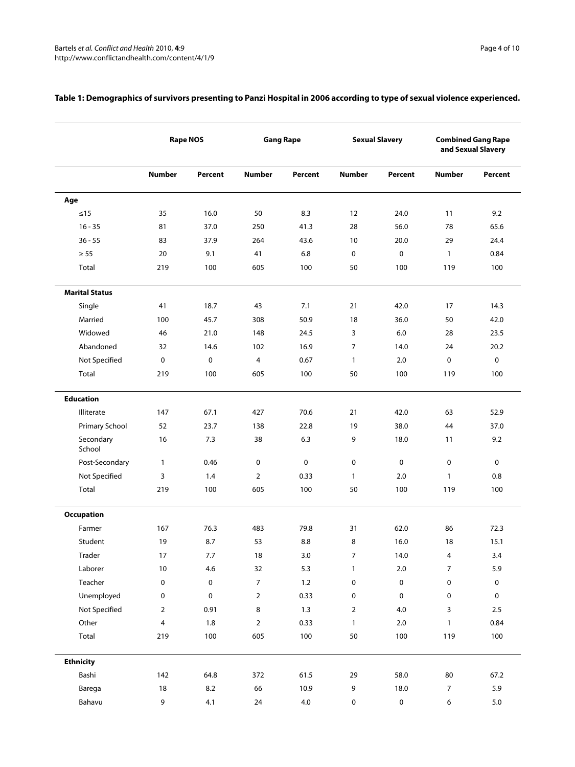**Table 1: Demographics of survivors presenting to Panzi Hospital in 2006 according to type of sexual violence experienced.**

| | Rape NOS | | Gang Rape | | Sexual Slavery | | Combined Gang Rape and Sexual Slavery | |
|---|---|---|---|---|---|---|---|---|
| | **Number** | **Percent** | **Number** | **Percent** | **Number** | **Percent** | **Number** | **Percent** |
| **Age** | | | | | | | | |
| ≤15 | 35 | 16.0 | 50 | 8.3 | 12 | 24.0 | 11 | 9.2 |
| 16 - 35 | 81 | 37.0 | 250 | 41.3 | 28 | 56.0 | 78 | 65.6 |
| 36 - 55 | 83 | 37.9 | 264 | 43.6 | 10 | 20.0 | 29 | 24.4 |
| ≥ 55 | 20 | 9.1 | 41 | 6.8 | 0 | 0 | 1 | 0.84 |
| Total | 219 | 100 | 605 | 100 | 50 | 100 | 119 | 100 |
| **Marital Status** | | | | | | | | |
| Single | 41 | 18.7 | 43 | 7.1 | 21 | 42.0 | 17 | 14.3 |
| Married | 100 | 45.7 | 308 | 50.9 | 18 | 36.0 | 50 | 42.0 |
| Widowed | 46 | 21.0 | 148 | 24.5 | 3 | 6.0 | 28 | 23.5 |
| Abandoned | 32 | 14.6 | 102 | 16.9 | 7 | 14.0 | 24 | 20.2 |
| Not Specified | 0 | 0 | 4 | 0.67 | 1 | 2.0 | 0 | 0 |
| Total | 219 | 100 | 605 | 100 | 50 | 100 | 119 | 100 |
| **Education** | | | | | | | | |
| Illiterate | 147 | 67.1 | 427 | 70.6 | 21 | 42.0 | 63 | 52.9 |
| Primary School | 52 | 23.7 | 138 | 22.8 | 19 | 38.0 | 44 | 37.0 |
| Secondary School | 16 | 7.3 | 38 | 6.3 | 9 | 18.0 | 11 | 9.2 |
| Post-Secondary | 1 | 0.46 | 0 | 0 | 0 | 0 | 0 | 0 |
| Not Specified | 3 | 1.4 | 2 | 0.33 | 1 | 2.0 | 1 | 0.8 |
| Total | 219 | 100 | 605 | 100 | 50 | 100 | 119 | 100 |
| **Occupation** | | | | | | | | |
| Farmer | 167 | 76.3 | 483 | 79.8 | 31 | 62.0 | 86 | 72.3 |
| Student | 19 | 8.7 | 53 | 8.8 | 8 | 16.0 | 18 | 15.1 |
| Trader | 17 | 7.7 | 18 | 3.0 | 7 | 14.0 | 4 | 3.4 |
| Laborer | 10 | 4.6 | 32 | 5.3 | 1 | 2.0 | 7 | 5.9 |
| Teacher | 0 | 0 | 7 | 1.2 | 0 | 0 | 0 | 0 |
| Unemployed | 0 | 0 | 2 | 0.33 | 0 | 0 | 0 | 0 |
| Not Specified | 2 | 0.91 | 8 | 1.3 | 2 | 4.0 | 3 | 2.5 |
| Other | 4 | 1.8 | 2 | 0.33 | 1 | 2.0 | 1 | 0.84 |
| Total | 219 | 100 | 605 | 100 | 50 | 100 | 119 | 100 |
| **Ethnicity** | | | | | | | | |
| Bashi | 142 | 64.8 | 372 | 61.5 | 29 | 58.0 | 80 | 67.2 |
| Barega | 18 | 8.2 | 66 | 10.9 | 9 | 18.0 | 7 | 5.9 |
| Bahavu | 9 | 4.1 | 24 | 4.0 | 0 | 0 | 6 | 5.0 |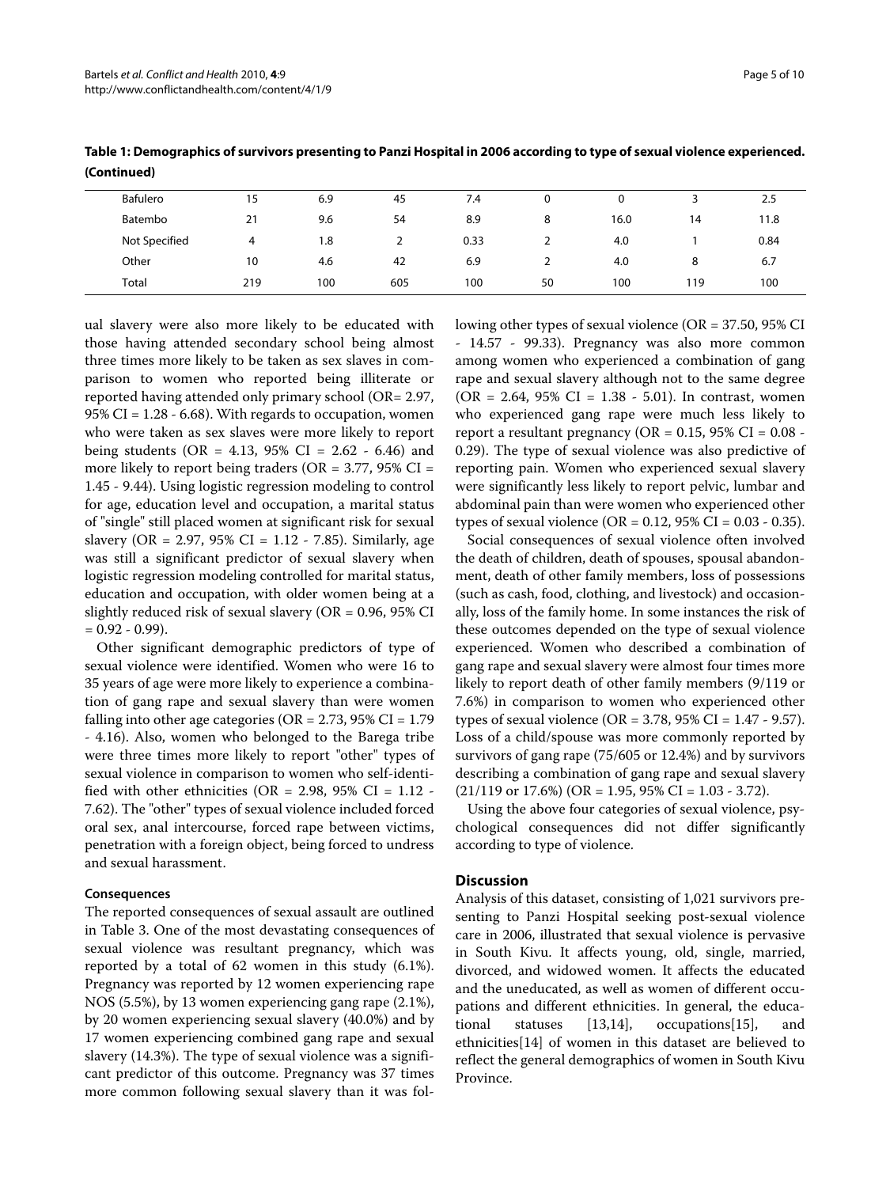**Table 1: Demographics of survivors presenting to Panzi Hospital in 2006 according to type of sexual violence experienced. (Continued)**

| | | | | | | | | |
|---|---|---|---|---|---|---|---|---|
| Bafulero | 15 | 6.9 | 45 | 7.4 | 0 | 0 | 3 | 2.5 |
| Batembo | 21 | 9.6 | 54 | 8.9 | 8 | 16.0 | 14 | 11.8 |
| Not Specified | 4 | 1.8 | 2 | 0.33 | 2 | 4.0 | 1 | 0.84 |
| Other | 10 | 4.6 | 42 | 6.9 | 2 | 4.0 | 8 | 6.7 |
| Total | 219 | 100 | 605 | 100 | 50 | 100 | 119 | 100 |

ual slavery were also more likely to be educated with those having attended secondary school being almost three times more likely to be taken as sex slaves in comparison to women who reported being illiterate or reported having attended only primary school (OR= 2.97, 95% CI = 1.28 - 6.68). With regards to occupation, women who were taken as sex slaves were more likely to report being students (OR = 4.13, 95% CI = 2.62 - 6.46) and more likely to report being traders (OR = 3.77, 95% CI = 1.45 - 9.44). Using logistic regression modeling to control for age, education level and occupation, a marital status of "single" still placed women at significant risk for sexual slavery (OR = 2.97, 95% CI = 1.12 - 7.85). Similarly, age was still a significant predictor of sexual slavery when logistic regression modeling controlled for marital status, education and occupation, with older women being at a slightly reduced risk of sexual slavery (OR = 0.96, 95% CI = 0.92 - 0.99).

Other significant demographic predictors of type of sexual violence were identified. Women who were 16 to 35 years of age were more likely to experience a combination of gang rape and sexual slavery than were women falling into other age categories (OR = 2.73, 95% CI = 1.79 - 4.16). Also, women who belonged to the Barega tribe were three times more likely to report "other" types of sexual violence in comparison to women who self-identified with other ethnicities (OR = 2.98, 95% CI = 1.12 - 7.62). The "other" types of sexual violence included forced oral sex, anal intercourse, forced rape between victims, penetration with a foreign object, being forced to undress and sexual harassment.

### Consequences

The reported consequences of sexual assault are outlined in Table 3. One of the most devastating consequences of sexual violence was resultant pregnancy, which was reported by a total of 62 women in this study (6.1%). Pregnancy was reported by 12 women experiencing rape NOS (5.5%), by 13 women experiencing gang rape (2.1%), by 20 women experiencing sexual slavery (40.0%) and by 17 women experiencing combined gang rape and sexual slavery (14.3%). The type of sexual violence was a significant predictor of this outcome. Pregnancy was 37 times more common following sexual slavery than it was following other types of sexual violence (OR = 37.50, 95% CI - 14.57 - 99.33). Pregnancy was also more common among women who experienced a combination of gang rape and sexual slavery although not to the same degree (OR = 2.64, 95% CI = 1.38 - 5.01). In contrast, women who experienced gang rape were much less likely to report a resultant pregnancy (OR = 0.15, 95% CI = 0.08 - 0.29). The type of sexual violence was also predictive of reporting pain. Women who experienced sexual slavery were significantly less likely to report pelvic, lumbar and abdominal pain than were women who experienced other types of sexual violence (OR = 0.12, 95% CI = 0.03 - 0.35).

Social consequences of sexual violence often involved the death of children, death of spouses, spousal abandonment, death of other family members, loss of possessions (such as cash, food, clothing, and livestock) and occasionally, loss of the family home. In some instances the risk of these outcomes depended on the type of sexual violence experienced. Women who described a combination of gang rape and sexual slavery were almost four times more likely to report death of other family members (9/119 or 7.6%) in comparison to women who experienced other types of sexual violence (OR = 3.78, 95% CI = 1.47 - 9.57). Loss of a child/spouse was more commonly reported by survivors of gang rape (75/605 or 12.4%) and by survivors describing a combination of gang rape and sexual slavery (21/119 or 17.6%) (OR = 1.95, 95% CI = 1.03 - 3.72).

Using the above four categories of sexual violence, psychological consequences did not differ significantly according to type of violence.

## Discussion

Analysis of this dataset, consisting of 1,021 survivors presenting to Panzi Hospital seeking post-sexual violence care in 2006, illustrated that sexual violence is pervasive in South Kivu. It affects young, old, single, married, divorced, and widowed women. It affects the educated and the uneducated, as well as women of different occupations and different ethnicities. In general, the educational statuses [13,14], occupations[15], and ethnicities[14] of women in this dataset are believed to reflect the general demographics of women in South Kivu Province.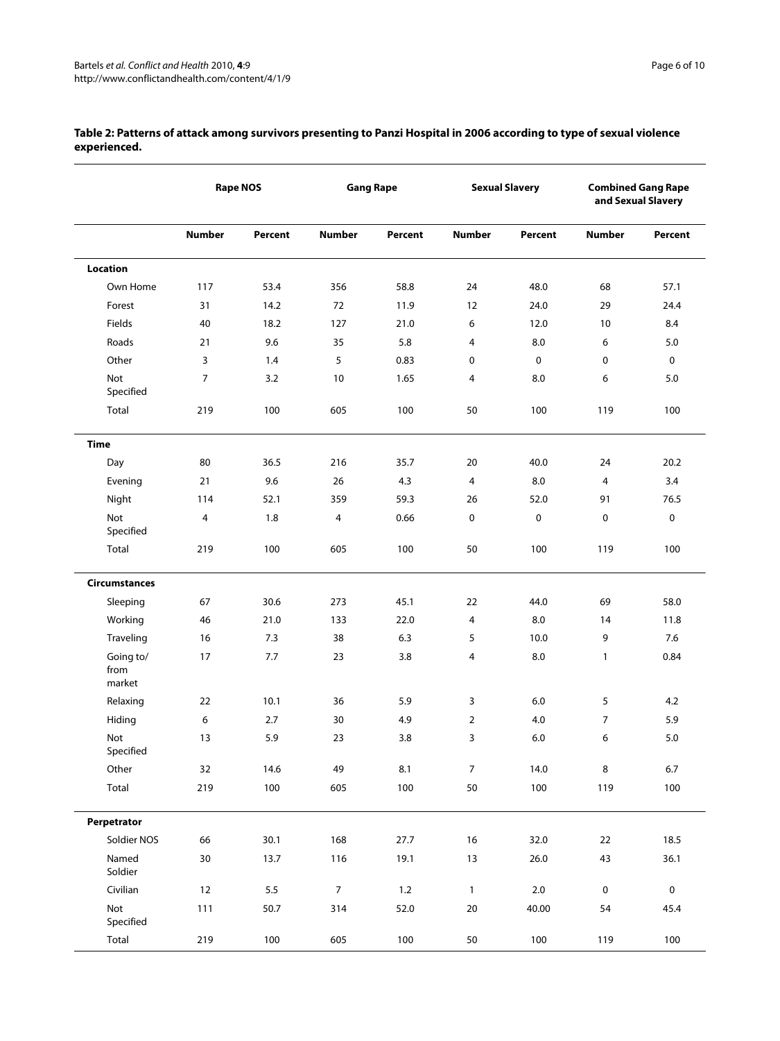**Table 2: Patterns of attack among survivors presenting to Panzi Hospital in 2006 according to type of sexual violence experienced.**

| | Rape NOS | | Gang Rape | | Sexual Slavery | | Combined Gang Rape and Sexual Slavery | |
|---|---|---|---|---|---|---|---|---|
| | **Number** | **Percent** | **Number** | **Percent** | **Number** | **Percent** | **Number** | **Percent** |
| **Location** | | | | | | | | |
| Own Home | 117 | 53.4 | 356 | 58.8 | 24 | 48.0 | 68 | 57.1 |
| Forest | 31 | 14.2 | 72 | 11.9 | 12 | 24.0 | 29 | 24.4 |
| Fields | 40 | 18.2 | 127 | 21.0 | 6 | 12.0 | 10 | 8.4 |
| Roads | 21 | 9.6 | 35 | 5.8 | 4 | 8.0 | 6 | 5.0 |
| Other | 3 | 1.4 | 5 | 0.83 | 0 | 0 | 0 | 0 |
| Not Specified | 7 | 3.2 | 10 | 1.65 | 4 | 8.0 | 6 | 5.0 |
| Total | 219 | 100 | 605 | 100 | 50 | 100 | 119 | 100 |
| **Time** | | | | | | | | |
| Day | 80 | 36.5 | 216 | 35.7 | 20 | 40.0 | 24 | 20.2 |
| Evening | 21 | 9.6 | 26 | 4.3 | 4 | 8.0 | 4 | 3.4 |
| Night | 114 | 52.1 | 359 | 59.3 | 26 | 52.0 | 91 | 76.5 |
| Not Specified | 4 | 1.8 | 4 | 0.66 | 0 | 0 | 0 | 0 |
| Total | 219 | 100 | 605 | 100 | 50 | 100 | 119 | 100 |
| **Circumstances** | | | | | | | | |
| Sleeping | 67 | 30.6 | 273 | 45.1 | 22 | 44.0 | 69 | 58.0 |
| Working | 46 | 21.0 | 133 | 22.0 | 4 | 8.0 | 14 | 11.8 |
| Traveling | 16 | 7.3 | 38 | 6.3 | 5 | 10.0 | 9 | 7.6 |
| Going to/ from market | 17 | 7.7 | 23 | 3.8 | 4 | 8.0 | 1 | 0.84 |
| Relaxing | 22 | 10.1 | 36 | 5.9 | 3 | 6.0 | 5 | 4.2 |
| Hiding | 6 | 2.7 | 30 | 4.9 | 2 | 4.0 | 7 | 5.9 |
| Not Specified | 13 | 5.9 | 23 | 3.8 | 3 | 6.0 | 6 | 5.0 |
| Other | 32 | 14.6 | 49 | 8.1 | 7 | 14.0 | 8 | 6.7 |
| Total | 219 | 100 | 605 | 100 | 50 | 100 | 119 | 100 |
| **Perpetrator** | | | | | | | | |
| Soldier NOS | 66 | 30.1 | 168 | 27.7 | 16 | 32.0 | 22 | 18.5 |
| Named Soldier | 30 | 13.7 | 116 | 19.1 | 13 | 26.0 | 43 | 36.1 |
| Civilian | 12 | 5.5 | 7 | 1.2 | 1 | 2.0 | 0 | 0 |
| Not Specified | 111 | 50.7 | 314 | 52.0 | 20 | 40.00 | 54 | 45.4 |
| Total | 219 | 100 | 605 | 100 | 50 | 100 | 119 | 100 |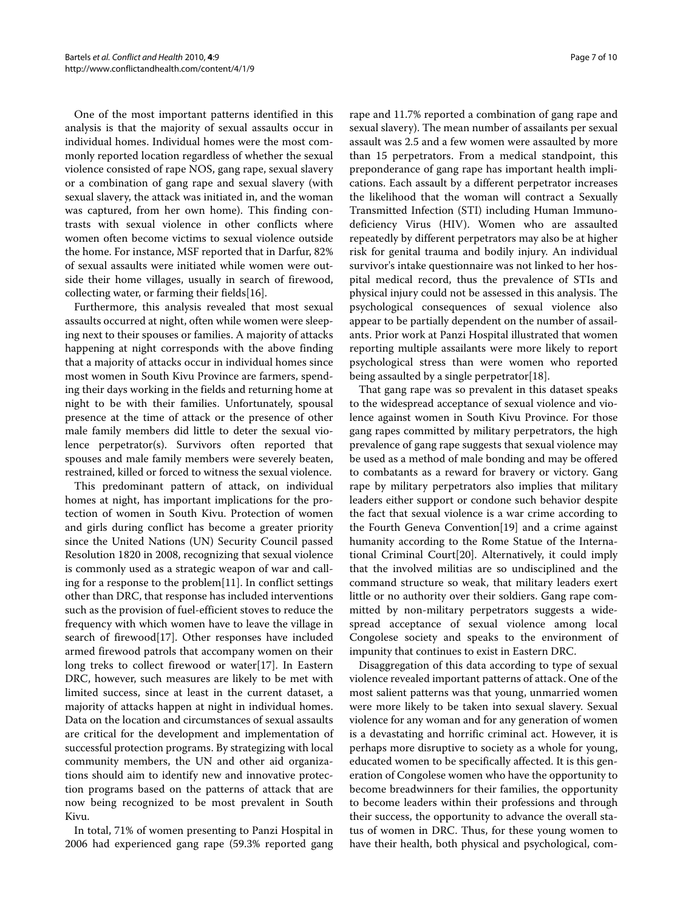One of the most important patterns identified in this analysis is that the majority of sexual assaults occur in individual homes. Individual homes were the most commonly reported location regardless of whether the sexual violence consisted of rape NOS, gang rape, sexual slavery or a combination of gang rape and sexual slavery (with sexual slavery, the attack was initiated in, and the woman was captured, from her own home). This finding contrasts with sexual violence in other conflicts where women often become victims to sexual violence outside the home. For instance, MSF reported that in Darfur, 82% of sexual assaults were initiated while women were outside their home villages, usually in search of firewood, collecting water, or farming their fields[16].

Furthermore, this analysis revealed that most sexual assaults occurred at night, often while women were sleeping next to their spouses or families. A majority of attacks happening at night corresponds with the above finding that a majority of attacks occur in individual homes since most women in South Kivu Province are farmers, spending their days working in the fields and returning home at night to be with their families. Unfortunately, spousal presence at the time of attack or the presence of other male family members did little to deter the sexual violence perpetrator(s). Survivors often reported that spouses and male family members were severely beaten, restrained, killed or forced to witness the sexual violence.

This predominant pattern of attack, on individual homes at night, has important implications for the protection of women in South Kivu. Protection of women and girls during conflict has become a greater priority since the United Nations (UN) Security Council passed Resolution 1820 in 2008, recognizing that sexual violence is commonly used as a strategic weapon of war and calling for a response to the problem[11]. In conflict settings other than DRC, that response has included interventions such as the provision of fuel-efficient stoves to reduce the frequency with which women have to leave the village in search of firewood[17]. Other responses have included armed firewood patrols that accompany women on their long treks to collect firewood or water[17]. In Eastern DRC, however, such measures are likely to be met with limited success, since at least in the current dataset, a majority of attacks happen at night in individual homes. Data on the location and circumstances of sexual assaults are critical for the development and implementation of successful protection programs. By strategizing with local community members, the UN and other aid organizations should aim to identify new and innovative protection programs based on the patterns of attack that are now being recognized to be most prevalent in South Kivu.

In total, 71% of women presenting to Panzi Hospital in 2006 had experienced gang rape (59.3% reported gang rape and 11.7% reported a combination of gang rape and sexual slavery). The mean number of assailants per sexual assault was 2.5 and a few women were assaulted by more than 15 perpetrators. From a medical standpoint, this preponderance of gang rape has important health implications. Each assault by a different perpetrator increases the likelihood that the woman will contract a Sexually Transmitted Infection (STI) including Human Immunodeficiency Virus (HIV). Women who are assaulted repeatedly by different perpetrators may also be at higher risk for genital trauma and bodily injury. An individual survivor's intake questionnaire was not linked to her hospital medical record, thus the prevalence of STIs and physical injury could not be assessed in this analysis. The psychological consequences of sexual violence also appear to be partially dependent on the number of assailants. Prior work at Panzi Hospital illustrated that women reporting multiple assailants were more likely to report psychological stress than were women who reported being assaulted by a single perpetrator[18].

That gang rape was so prevalent in this dataset speaks to the widespread acceptance of sexual violence and violence against women in South Kivu Province. For those gang rapes committed by military perpetrators, the high prevalence of gang rape suggests that sexual violence may be used as a method of male bonding and may be offered to combatants as a reward for bravery or victory. Gang rape by military perpetrators also implies that military leaders either support or condone such behavior despite the fact that sexual violence is a war crime according to the Fourth Geneva Convention[19] and a crime against humanity according to the Rome Statue of the International Criminal Court[20]. Alternatively, it could imply that the involved militias are so undisciplined and the command structure so weak, that military leaders exert little or no authority over their soldiers. Gang rape committed by non-military perpetrators suggests a widespread acceptance of sexual violence among local Congolese society and speaks to the environment of impunity that continues to exist in Eastern DRC.

Disaggregation of this data according to type of sexual violence revealed important patterns of attack. One of the most salient patterns was that young, unmarried women were more likely to be taken into sexual slavery. Sexual violence for any woman and for any generation of women is a devastating and horrific criminal act. However, it is perhaps more disruptive to society as a whole for young, educated women to be specifically affected. It is this generation of Congolese women who have the opportunity to become breadwinners for their families, the opportunity to become leaders within their professions and through their success, the opportunity to advance the overall status of women in DRC. Thus, for these young women to have their health, both physical and psychological, com-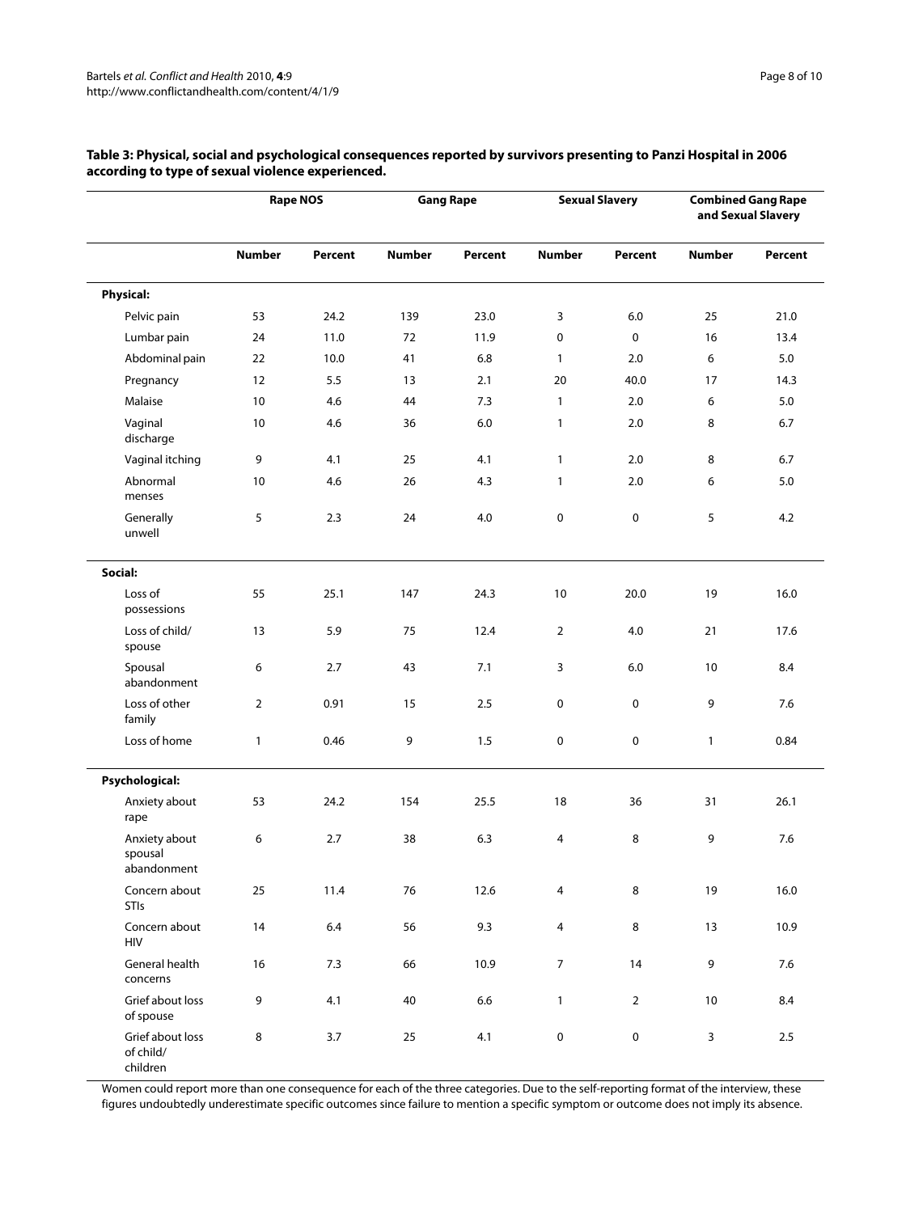**Table 3: Physical, social and psychological consequences reported by survivors presenting to Panzi Hospital in 2006 according to type of sexual violence experienced.**

| | Rape NOS | | Gang Rape | | Sexual Slavery | | Combined Gang Rape and Sexual Slavery | |
|---|---|---|---|---|---|---|---|---|
| | Number | Percent | Number | Percent | Number | Percent | Number | Percent |
| **Physical:** | | | | | | | | |
| Pelvic pain | 53 | 24.2 | 139 | 23.0 | 3 | 6.0 | 25 | 21.0 |
| Lumbar pain | 24 | 11.0 | 72 | 11.9 | 0 | 0 | 16 | 13.4 |
| Abdominal pain | 22 | 10.0 | 41 | 6.8 | 1 | 2.0 | 6 | 5.0 |
| Pregnancy | 12 | 5.5 | 13 | 2.1 | 20 | 40.0 | 17 | 14.3 |
| Malaise | 10 | 4.6 | 44 | 7.3 | 1 | 2.0 | 6 | 5.0 |
| Vaginal discharge | 10 | 4.6 | 36 | 6.0 | 1 | 2.0 | 8 | 6.7 |
| Vaginal itching | 9 | 4.1 | 25 | 4.1 | 1 | 2.0 | 8 | 6.7 |
| Abnormal menses | 10 | 4.6 | 26 | 4.3 | 1 | 2.0 | 6 | 5.0 |
| Generally unwell | 5 | 2.3 | 24 | 4.0 | 0 | 0 | 5 | 4.2 |
| **Social:** | | | | | | | | |
| Loss of possessions | 55 | 25.1 | 147 | 24.3 | 10 | 20.0 | 19 | 16.0 |
| Loss of child/ spouse | 13 | 5.9 | 75 | 12.4 | 2 | 4.0 | 21 | 17.6 |
| Spousal abandonment | 6 | 2.7 | 43 | 7.1 | 3 | 6.0 | 10 | 8.4 |
| Loss of other family | 2 | 0.91 | 15 | 2.5 | 0 | 0 | 9 | 7.6 |
| Loss of home | 1 | 0.46 | 9 | 1.5 | 0 | 0 | 1 | 0.84 |
| **Psychological:** | | | | | | | | |
| Anxiety about rape | 53 | 24.2 | 154 | 25.5 | 18 | 36 | 31 | 26.1 |
| Anxiety about spousal abandonment | 6 | 2.7 | 38 | 6.3 | 4 | 8 | 9 | 7.6 |
| Concern about STIs | 25 | 11.4 | 76 | 12.6 | 4 | 8 | 19 | 16.0 |
| Concern about HIV | 14 | 6.4 | 56 | 9.3 | 4 | 8 | 13 | 10.9 |
| General health concerns | 16 | 7.3 | 66 | 10.9 | 7 | 14 | 9 | 7.6 |
| Grief about loss of spouse | 9 | 4.1 | 40 | 6.6 | 1 | 2 | 10 | 8.4 |
| Grief about loss of child/ children | 8 | 3.7 | 25 | 4.1 | 0 | 0 | 3 | 2.5 |

Women could report more than one consequence for each of the three categories. Due to the self-reporting format of the interview, these figures undoubtedly underestimate specific outcomes since failure to mention a specific symptom or outcome does not imply its absence.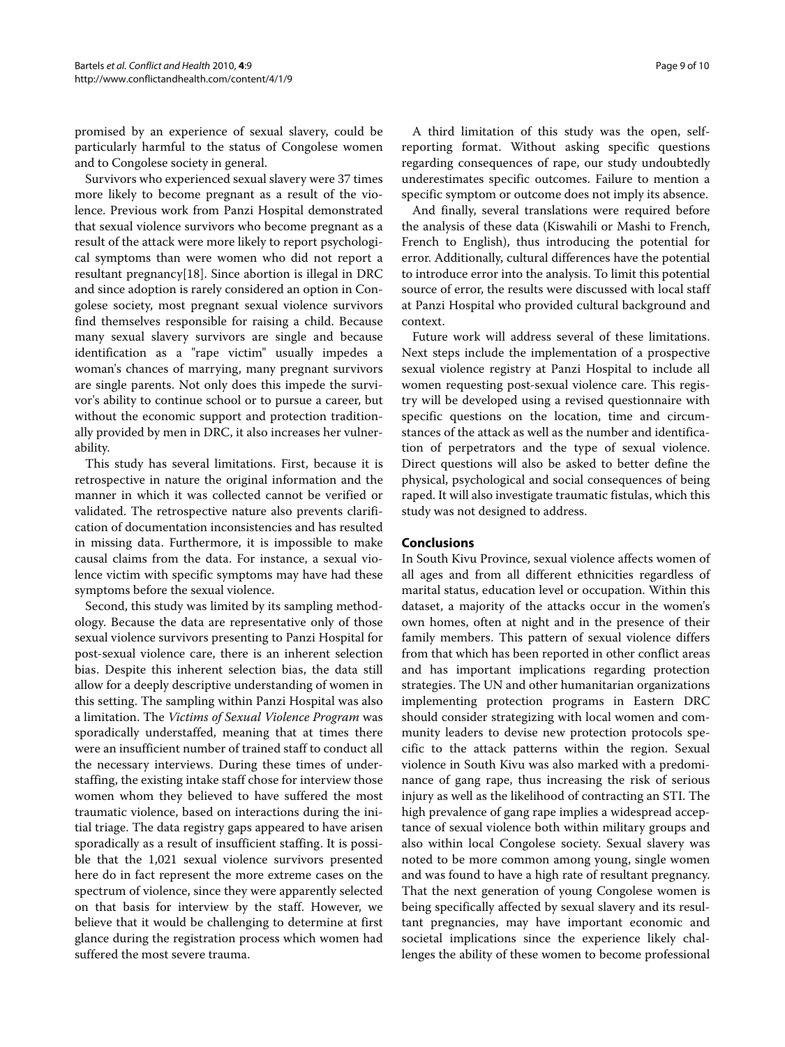promised by an experience of sexual slavery, could be particularly harmful to the status of Congolese women and to Congolese society in general.

Survivors who experienced sexual slavery were 37 times more likely to become pregnant as a result of the violence. Previous work from Panzi Hospital demonstrated that sexual violence survivors who become pregnant as a result of the attack were more likely to report psychological symptoms than were women who did not report a resultant pregnancy[18]. Since abortion is illegal in DRC and since adoption is rarely considered an option in Congolese society, most pregnant sexual violence survivors find themselves responsible for raising a child. Because many sexual slavery survivors are single and because identification as a "rape victim" usually impedes a woman's chances of marrying, many pregnant survivors are single parents. Not only does this impede the survivor's ability to continue school or to pursue a career, but without the economic support and protection traditionally provided by men in DRC, it also increases her vulnerability.

This study has several limitations. First, because it is retrospective in nature the original information and the manner in which it was collected cannot be verified or validated. The retrospective nature also prevents clarification of documentation inconsistencies and has resulted in missing data. Furthermore, it is impossible to make causal claims from the data. For instance, a sexual violence victim with specific symptoms may have had these symptoms before the sexual violence.

Second, this study was limited by its sampling methodology. Because the data are representative only of those sexual violence survivors presenting to Panzi Hospital for post-sexual violence care, there is an inherent selection bias. Despite this inherent selection bias, the data still allow for a deeply descriptive understanding of women in this setting. The sampling within Panzi Hospital was also a limitation. The *Victims of Sexual Violence Program* was sporadically understaffed, meaning that at times there were an insufficient number of trained staff to conduct all the necessary interviews. During these times of understaffing, the existing intake staff chose for interview those women whom they believed to have suffered the most traumatic violence, based on interactions during the initial triage. The data registry gaps appeared to have arisen sporadically as a result of insufficient staffing. It is possible that the 1,021 sexual violence survivors presented here do in fact represent the more extreme cases on the spectrum of violence, since they were apparently selected on that basis for interview by the staff. However, we believe that it would be challenging to determine at first glance during the registration process which women had suffered the most severe trauma.

A third limitation of this study was the open, self-reporting format. Without asking specific questions regarding consequences of rape, our study undoubtedly underestimates specific outcomes. Failure to mention a specific symptom or outcome does not imply its absence.

And finally, several translations were required before the analysis of these data (Kiswahili or Mashi to French, French to English), thus introducing the potential for error. Additionally, cultural differences have the potential to introduce error into the analysis. To limit this potential source of error, the results were discussed with local staff at Panzi Hospital who provided cultural background and context.

Future work will address several of these limitations. Next steps include the implementation of a prospective sexual violence registry at Panzi Hospital to include all women requesting post-sexual violence care. This registry will be developed using a revised questionnaire with specific questions on the location, time and circumstances of the attack as well as the number and identification of perpetrators and the type of sexual violence. Direct questions will also be asked to better define the physical, psychological and social consequences of being raped. It will also investigate traumatic fistulas, which this study was not designed to address.

## Conclusions

In South Kivu Province, sexual violence affects women of all ages and from all different ethnicities regardless of marital status, education level or occupation. Within this dataset, a majority of the attacks occur in the women's own homes, often at night and in the presence of their family members. This pattern of sexual violence differs from that which has been reported in other conflict areas and has important implications regarding protection strategies. The UN and other humanitarian organizations implementing protection programs in Eastern DRC should consider strategizing with local women and community leaders to devise new protection protocols specific to the attack patterns within the region. Sexual violence in South Kivu was also marked with a predominance of gang rape, thus increasing the risk of serious injury as well as the likelihood of contracting an STI. The high prevalence of gang rape implies a widespread acceptance of sexual violence both within military groups and also within local Congolese society. Sexual slavery was noted to be more common among young, single women and was found to have a high rate of resultant pregnancy. That the next generation of young Congolese women is being specifically affected by sexual slavery and its resultant pregnancies, may have important economic and societal implications since the experience likely challenges the ability of these women to become professional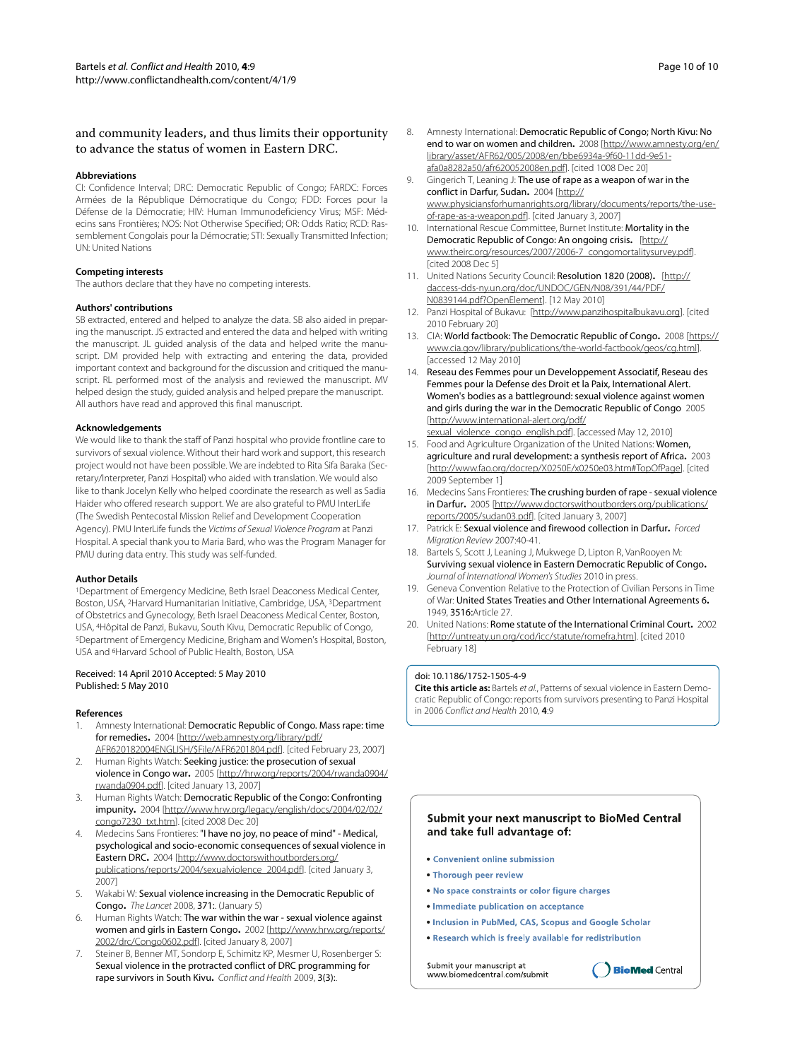and community leaders, and thus limits their opportunity to advance the status of women in Eastern DRC.

### Abbreviations

CI: Confidence Interval; DRC: Democratic Republic of Congo; FARDC: Forces Armées de la République Démocratique du Congo; FDD: Forces pour la Défense de la Démocratie; HIV: Human Immunodeficiency Virus; MSF: Médecins sans Frontières; NOS: Not Otherwise Specified; OR: Odds Ratio; RCD: Rassemblement Congolais pour la Démocratie; STI: Sexually Transmitted Infection; UN: United Nations

### Competing interests

The authors declare that they have no competing interests.

### Authors' contributions

SB extracted, entered and helped to analyze the data. SB also aided in preparing the manuscript. JS extracted and entered the data and helped with writing the manuscript. JL guided analysis of the data and helped write the manuscript. DM provided help with extracting and entering the data, provided important context and background for the discussion and critiqued the manuscript. RL performed most of the analysis and reviewed the manuscript. MV helped design the study, guided analysis and helped prepare the manuscript. All authors have read and approved this final manuscript.

### Acknowledgements

We would like to thank the staff of Panzi hospital who provide frontline care to survivors of sexual violence. Without their hard work and support, this research project would not have been possible. We are indebted to Rita Sifa Baraka (Secretary/Interpreter, Panzi Hospital) who aided with translation. We would also like to thank Jocelyn Kelly who helped coordinate the research as well as Sadia Haider who offered research support. We are also grateful to PMU InterLife (The Swedish Pentecostal Mission Relief and Development Cooperation Agency). PMU InterLife funds the *Victims of Sexual Violence Program* at Panzi Hospital. A special thank you to Maria Bard, who was the Program Manager for PMU during data entry. This study was self-funded.

### Author Details

[1]Department of Emergency Medicine, Beth Israel Deaconess Medical Center, Boston, USA, [2]Harvard Humanitarian Initiative, Cambridge, USA, [3]Department of Obstetrics and Gynecology, Beth Israel Deaconess Medical Center, Boston, USA, [4]Hôpital de Panzi, Bukavu, South Kivu, Democratic Republic of Congo, [5]Department of Emergency Medicine, Brigham and Women's Hospital, Boston, USA and [6]Harvard School of Public Health, Boston, USA

Received: 14 April 2010 Accepted: 5 May 2010
Published: 5 May 2010

### References

1. Amnesty International: **Democratic Republic of Congo. Mass rape: time for remedies.** 2004 [http://web.amnesty.org/library/pdf/AFR620182004ENGLISH/$File/AFR6201804.pdf]. [cited February 23, 2007]
2. Human Rights Watch: **Seeking justice: the prosecution of sexual violence in Congo war.** 2005 [http://hrw.org/reports/2004/rwanda0904/rwanda0904.pdf]. [cited January 13, 2007]
3. Human Rights Watch: **Democratic Republic of the Congo: Confronting impunity.** 2004 [http://www.hrw.org/legacy/english/docs/2004/02/02/congo7230_txt.htm]. [cited 2008 Dec 20]
4. Medecins Sans Frontieres: **"I have no joy, no peace of mind" - Medical, psychological and socio-economic consequences of sexual violence in Eastern DRC.** 2004 [http://www.doctorswithoutborders.org/publications/reports/2004/sexualviolence_2004.pdf]. [cited January 3, 2007]
5. Wakabi W: **Sexual violence increasing in the Democratic Republic of Congo.** *The Lancet* 2008, **371**:. (January 5)
6. Human Rights Watch: **The war within the war - sexual violence against women and girls in Eastern Congo.** 2002 [http://www.hrw.org/reports/2002/drc/Congo0602.pdf]. [cited January 8, 2007]
7. Steiner B, Benner MT, Sondorp E, Schimitz KP, Mesmer U, Rosenberger S: **Sexual violence in the protracted conflict of DRC programming for rape survivors in South Kivu.** *Conflict and Health* 2009, **3(3)**:.
8. Amnesty International: **Democratic Republic of Congo; North Kivu: No end to war on women and children.** 2008 [http://www.amnesty.org/en/library/asset/AFR62/005/2008/en/bbe6934a-9f60-11dd-9e51-afa0a8282a50/afr620052008en.pdf]. [cited 1008 Dec 20]
9. Gingerich T, Leaning J: **The use of rape as a weapon of war in the conflict in Darfur, Sudan.** 2004 [http://www.physiciansforhumanrights.org/library/documents/reports/the-use-of-rape-as-a-weapon.pdf]. [cited January 3, 2007]
10. International Rescue Committee, Burnet Institute: **Mortality in the Democratic Republic of Congo: An ongoing crisis.** [http://www.theirc.org/resources/2007/2006-7_congomortalitysurvey.pdf]. [cited 2008 Dec 5]
11. United Nations Security Council: **Resolution 1820 (2008).** [http://daccess-dds-ny.un.org/doc/UNDOC/GEN/N08/391/44/PDF/N0839144.pdf?OpenElement]. [12 May 2010]
12. Panzi Hospital of Bukavu: [http://www.panzihospitalbukavu.org]. [cited 2010 February 20]
13. CIA: **World factbook: The Democratic Republic of Congo.** 2008 [https://www.cia.gov/library/publications/the-world-factbook/geos/cg.html]. [accessed 12 May 2010]
14. Reseau des Femmes pour un Developpement Associatif, Reseau des Femmes pour la Defense des Droit et la Paix, International Alert. **Women's bodies as a battleground: sexual violence against women and girls during the war in the Democratic Republic of Congo** 2005 [http://www.international-alert.org/pdf/sexual_violence_congo_english.pdf]. [accessed May 12, 2010]
15. Food and Agriculture Organization of the United Nations: **Women, agriculture and rural development: a synthesis report of Africa.** 2003 [http://www.fao.org/docrep/X0250E/x0250e03.htm#TopOfPage]. [cited 2009 September 1]
16. Medecins Sans Frontieres: **The crushing burden of rape - sexual violence in Darfur.** 2005 [http://www.doctorswithoutborders.org/publications/reports/2005/sudan03.pdf]. [cited January 3, 2007]
17. Patrick E: **Sexual violence and firewood collection in Darfur.** *Forced Migration Review* 2007:40-41.
18. Bartels S, Scott J, Leaning J, Mukwege D, Lipton R, VanRooyen M: **Surviving sexual violence in Eastern Democratic Republic of Congo.** *Journal of International Women's Studies* 2010 in press.
19. Geneva Convention Relative to the Protection of Civilian Persons in Time of War: **United States Treaties and Other International Agreements 6.** 1949, **3516**:Article 27.
20. United Nations: **Rome statute of the International Criminal Court.** 2002 [http://untreaty.un.org/cod/icc/statute/romefra.htm]. [cited 2010 February 18]

doi: 10.1186/1752-1505-4-9
**Cite this article as:** Bartels *et al.*, Patterns of sexual violence in Eastern Democratic Republic of Congo: reports from survivors presenting to Panzi Hospital in 2006 *Conflict and Health* 2010, **4**:9